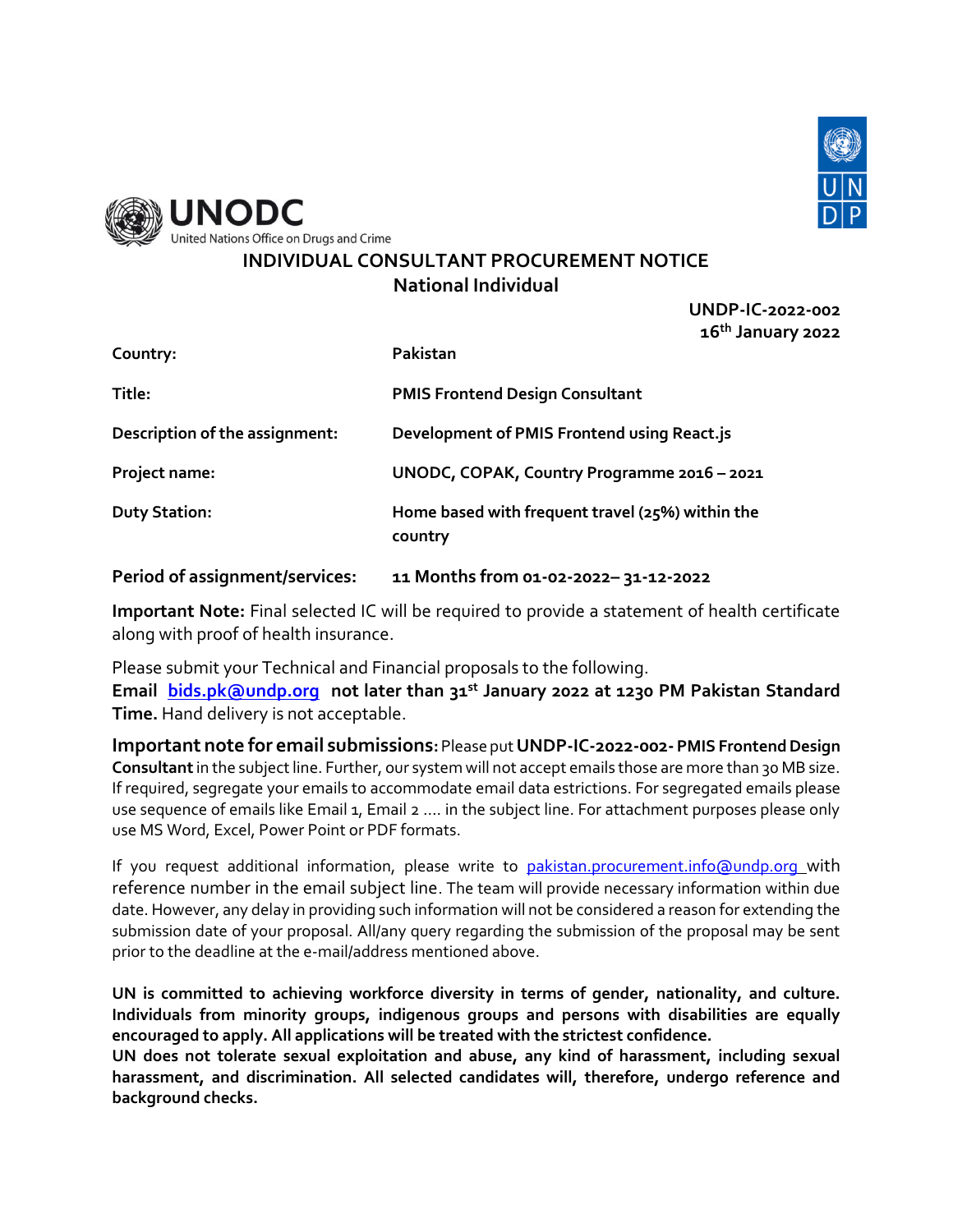UNODC
United Nations Office on Drugs and Crime

# INDIVIDUAL CONSULTANT PROCUREMENT NOTICE

## National Individual

**UNDP-IC-2022-002**
**16th January 2022**

| | |
|---|---|
| **Country:** | **Pakistan** |
| **Title:** | **PMIS Frontend Design Consultant** |
| **Description of the assignment:** | **Development of PMIS Frontend using React.js** |
| **Project name:** | **UNODC, COPAK, Country Programme 2016 – 2021** |
| **Duty Station:** | **Home based with frequent travel (25%) within the country** |
| **Period of assignment/services:** | **11 Months from 01-02-2022– 31-12-2022** |

**Important Note:** Final selected IC will be required to provide a statement of health certificate along with proof of health insurance.

Please submit your Technical and Financial proposals to the following.
**Email bids.pk@undp.org not later than 31st January 2022 at 1230 PM Pakistan Standard Time.** Hand delivery is not acceptable.

**Important note for email submissions:** Please put **UNDP-IC-2022-002- PMIS Frontend Design Consultant** in the subject line. Further, our system will not accept emails those are more than 30 MB size. If required, segregate your emails to accommodate email data estrictions. For segregated emails please use sequence of emails like Email 1, Email 2 …. in the subject line. For attachment purposes please only use MS Word, Excel, Power Point or PDF formats.

If you request additional information, please write to pakistan.procurement.info@undp.org with reference number in the email subject line. The team will provide necessary information within due date. However, any delay in providing such information will not be considered a reason for extending the submission date of your proposal. All/any query regarding the submission of the proposal may be sent prior to the deadline at the e-mail/address mentioned above.

**UN is committed to achieving workforce diversity in terms of gender, nationality, and culture. Individuals from minority groups, indigenous groups and persons with disabilities are equally encouraged to apply. All applications will be treated with the strictest confidence.**
**UN does not tolerate sexual exploitation and abuse, any kind of harassment, including sexual harassment, and discrimination. All selected candidates will, therefore, undergo reference and background checks.**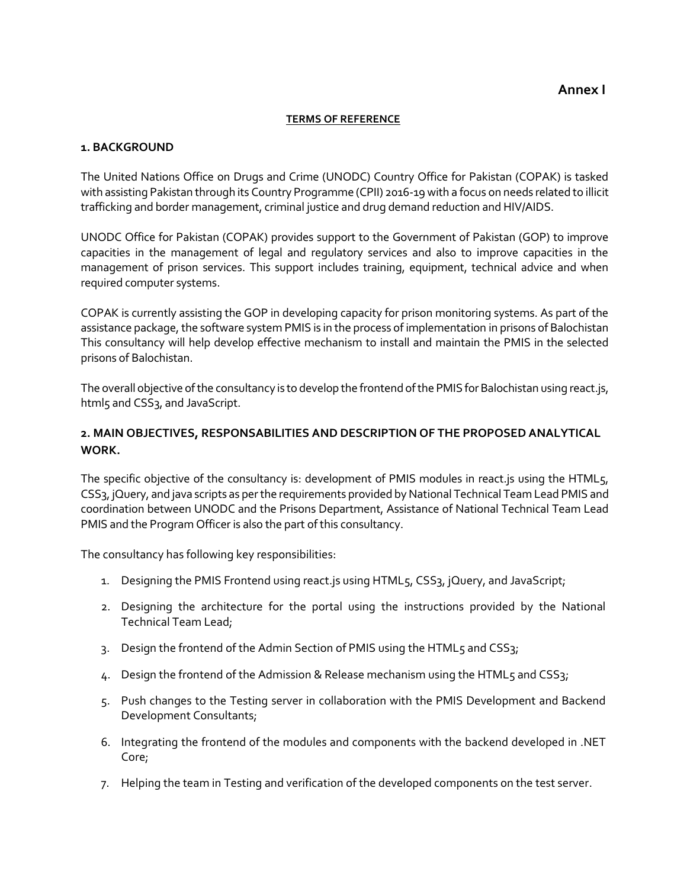**Annex I**

**TERMS OF REFERENCE**

## 1. BACKGROUND

The United Nations Office on Drugs and Crime (UNODC) Country Office for Pakistan (COPAK) is tasked with assisting Pakistan through its Country Programme (CPII) 2016-19 with a focus on needs related to illicit trafficking and border management, criminal justice and drug demand reduction and HIV/AIDS.

UNODC Office for Pakistan (COPAK) provides support to the Government of Pakistan (GOP) to improve capacities in the management of legal and regulatory services and also to improve capacities in the management of prison services. This support includes training, equipment, technical advice and when required computer systems.

COPAK is currently assisting the GOP in developing capacity for prison monitoring systems. As part of the assistance package, the software system PMIS is in the process of implementation in prisons of Balochistan This consultancy will help develop effective mechanism to install and maintain the PMIS in the selected prisons of Balochistan.

The overall objective of the consultancy is to develop the frontend of the PMIS for Balochistan using react.js, html5 and CSS3, and JavaScript.

## 2. MAIN OBJECTIVES, RESPONSABILITIES AND DESCRIPTION OF THE PROPOSED ANALYTICAL WORK.

The specific objective of the consultancy is: development of PMIS modules in react.js using the HTML5, CSS3, jQuery, and java scripts as per the requirements provided by National Technical Team Lead PMIS and coordination between UNODC and the Prisons Department, Assistance of National Technical Team Lead PMIS and the Program Officer is also the part of this consultancy.

The consultancy has following key responsibilities:

1. Designing the PMIS Frontend using react.js using HTML5, CSS3, jQuery, and JavaScript;
2. Designing the architecture for the portal using the instructions provided by the National Technical Team Lead;
3. Design the frontend of the Admin Section of PMIS using the HTML5 and CSS3;
4. Design the frontend of the Admission & Release mechanism using the HTML5 and CSS3;
5. Push changes to the Testing server in collaboration with the PMIS Development and Backend Development Consultants;
6. Integrating the frontend of the modules and components with the backend developed in .NET Core;
7. Helping the team in Testing and verification of the developed components on the test server.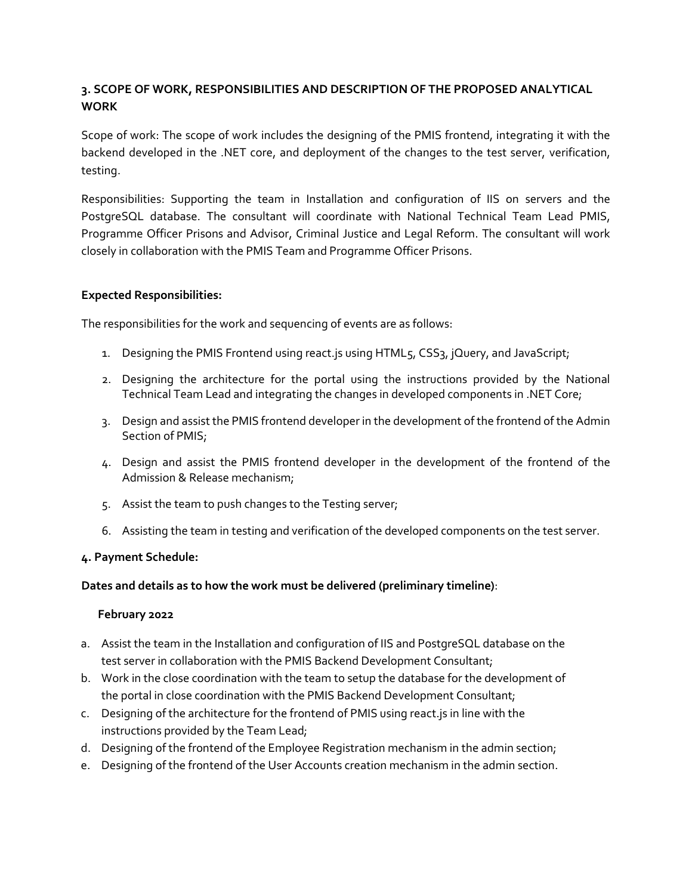## 3. SCOPE OF WORK, RESPONSIBILITIES AND DESCRIPTION OF THE PROPOSED ANALYTICAL WORK

Scope of work: The scope of work includes the designing of the PMIS frontend, integrating it with the backend developed in the .NET core, and deployment of the changes to the test server, verification, testing.

Responsibilities: Supporting the team in Installation and configuration of IIS on servers and the PostgreSQL database. The consultant will coordinate with National Technical Team Lead PMIS, Programme Officer Prisons and Advisor, Criminal Justice and Legal Reform. The consultant will work closely in collaboration with the PMIS Team and Programme Officer Prisons.

**Expected Responsibilities:**

The responsibilities for the work and sequencing of events are as follows:

1. Designing the PMIS Frontend using react.js using HTML5, CSS3, jQuery, and JavaScript;
2. Designing the architecture for the portal using the instructions provided by the National Technical Team Lead and integrating the changes in developed components in .NET Core;
3. Design and assist the PMIS frontend developer in the development of the frontend of the Admin Section of PMIS;
4. Design and assist the PMIS frontend developer in the development of the frontend of the Admission & Release mechanism;
5. Assist the team to push changes to the Testing server;
6. Assisting the team in testing and verification of the developed components on the test server.

## 4. Payment Schedule:

**Dates and details as to how the work must be delivered (preliminary timeline)**:

**February 2022**

a. Assist the team in the Installation and configuration of IIS and PostgreSQL database on the test server in collaboration with the PMIS Backend Development Consultant;
b. Work in the close coordination with the team to setup the database for the development of the portal in close coordination with the PMIS Backend Development Consultant;
c. Designing of the architecture for the frontend of PMIS using react.js in line with the instructions provided by the Team Lead;
d. Designing of the frontend of the Employee Registration mechanism in the admin section;
e. Designing of the frontend of the User Accounts creation mechanism in the admin section.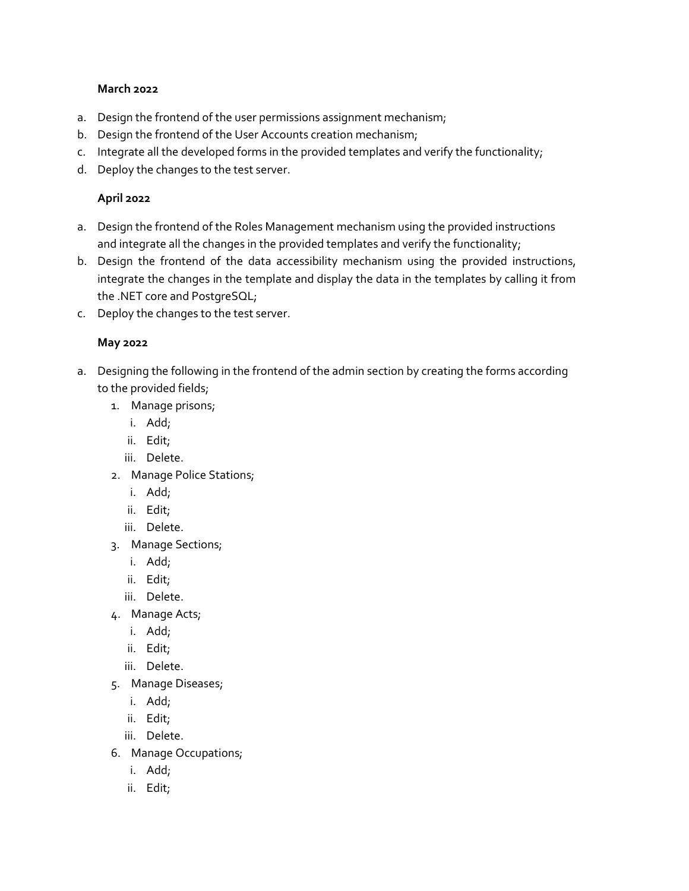**March 2022**

a. Design the frontend of the user permissions assignment mechanism;
b. Design the frontend of the User Accounts creation mechanism;
c. Integrate all the developed forms in the provided templates and verify the functionality;
d. Deploy the changes to the test server.

**April 2022**

a. Design the frontend of the Roles Management mechanism using the provided instructions and integrate all the changes in the provided templates and verify the functionality;
b. Design the frontend of the data accessibility mechanism using the provided instructions, integrate the changes in the template and display the data in the templates by calling it from the .NET core and PostgreSQL;
c. Deploy the changes to the test server.

**May 2022**

a. Designing the following in the frontend of the admin section by creating the forms according to the provided fields;
   1. Manage prisons;
      i. Add;
      ii. Edit;
      iii. Delete.
   2. Manage Police Stations;
      i. Add;
      ii. Edit;
      iii. Delete.
   3. Manage Sections;
      i. Add;
      ii. Edit;
      iii. Delete.
   4. Manage Acts;
      i. Add;
      ii. Edit;
      iii. Delete.
   5. Manage Diseases;
      i. Add;
      ii. Edit;
      iii. Delete.
   6. Manage Occupations;
      i. Add;
      ii. Edit;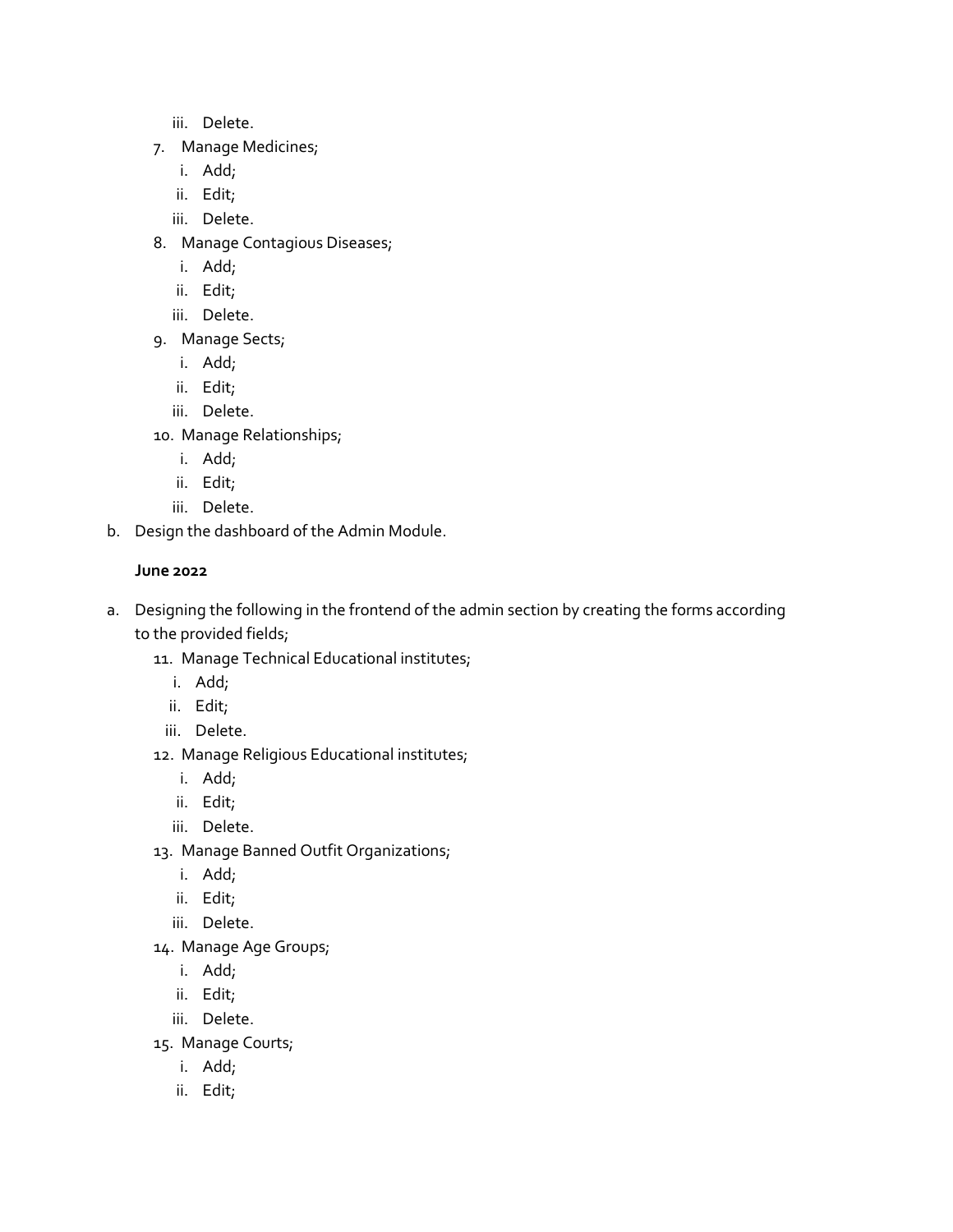iii. Delete.

7. Manage Medicines;
   i. Add;
   ii. Edit;
   iii. Delete.
8. Manage Contagious Diseases;
   i. Add;
   ii. Edit;
   iii. Delete.
9. Manage Sects;
   i. Add;
   ii. Edit;
   iii. Delete.
10. Manage Relationships;
    i. Add;
    ii. Edit;
    iii. Delete.

b. Design the dashboard of the Admin Module.

**June 2022**

a. Designing the following in the frontend of the admin section by creating the forms according to the provided fields;

11. Manage Technical Educational institutes;
    i. Add;
    ii. Edit;
    iii. Delete.
12. Manage Religious Educational institutes;
    i. Add;
    ii. Edit;
    iii. Delete.
13. Manage Banned Outfit Organizations;
    i. Add;
    ii. Edit;
    iii. Delete.
14. Manage Age Groups;
    i. Add;
    ii. Edit;
    iii. Delete.
15. Manage Courts;
    i. Add;
    ii. Edit;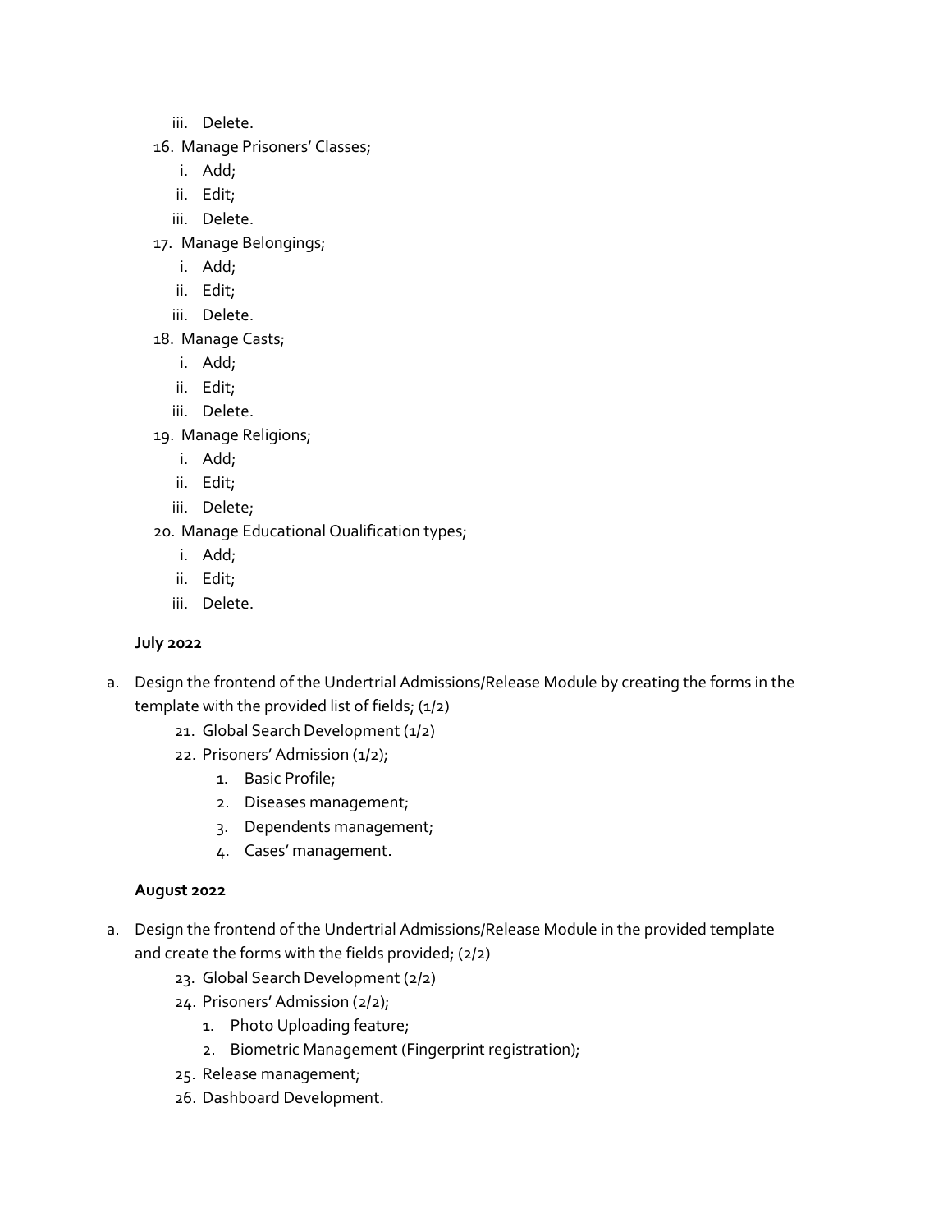iii. Delete.

16. Manage Prisoners' Classes;
    i. Add;
    ii. Edit;
    iii. Delete.
17. Manage Belongings;
    i. Add;
    ii. Edit;
    iii. Delete.
18. Manage Casts;
    i. Add;
    ii. Edit;
    iii. Delete.
19. Manage Religions;
    i. Add;
    ii. Edit;
    iii. Delete;
20. Manage Educational Qualification types;
    i. Add;
    ii. Edit;
    iii. Delete.

**July 2022**

a. Design the frontend of the Undertrial Admissions/Release Module by creating the forms in the template with the provided list of fields; (1/2)

   21. Global Search Development (1/2)
   22. Prisoners' Admission (1/2);
       1. Basic Profile;
       2. Diseases management;
       3. Dependents management;
       4. Cases' management.

**August 2022**

a. Design the frontend of the Undertrial Admissions/Release Module in the provided template and create the forms with the fields provided; (2/2)

   23. Global Search Development (2/2)
   24. Prisoners' Admission (2/2);
       1. Photo Uploading feature;
       2. Biometric Management (Fingerprint registration);
   25. Release management;
   26. Dashboard Development.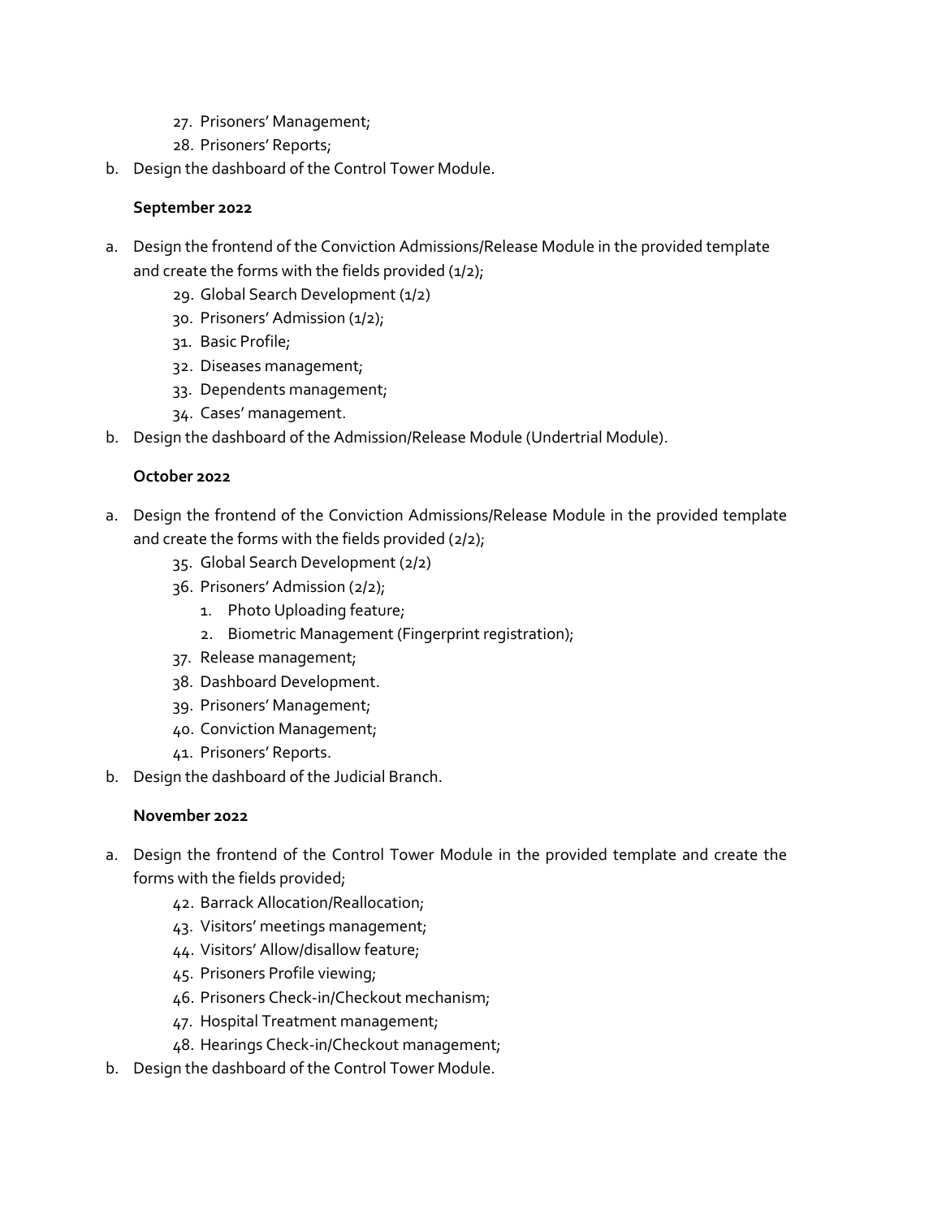27. Prisoners' Management;
28. Prisoners' Reports;

b. Design the dashboard of the Control Tower Module.

**September 2022**

a. Design the frontend of the Conviction Admissions/Release Module in the provided template and create the forms with the fields provided (1/2);
   29. Global Search Development (1/2)
   30. Prisoners' Admission (1/2);
   31. Basic Profile;
   32. Diseases management;
   33. Dependents management;
   34. Cases' management.

b. Design the dashboard of the Admission/Release Module (Undertrial Module).

**October 2022**

a. Design the frontend of the Conviction Admissions/Release Module in the provided template and create the forms with the fields provided (2/2);
   35. Global Search Development (2/2)
   36. Prisoners' Admission (2/2);
       1. Photo Uploading feature;
       2. Biometric Management (Fingerprint registration);
   37. Release management;
   38. Dashboard Development.
   39. Prisoners' Management;
   40. Conviction Management;
   41. Prisoners' Reports.

b. Design the dashboard of the Judicial Branch.

**November 2022**

a. Design the frontend of the Control Tower Module in the provided template and create the forms with the fields provided;
   42. Barrack Allocation/Reallocation;
   43. Visitors' meetings management;
   44. Visitors' Allow/disallow feature;
   45. Prisoners Profile viewing;
   46. Prisoners Check-in/Checkout mechanism;
   47. Hospital Treatment management;
   48. Hearings Check-in/Checkout management;

b. Design the dashboard of the Control Tower Module.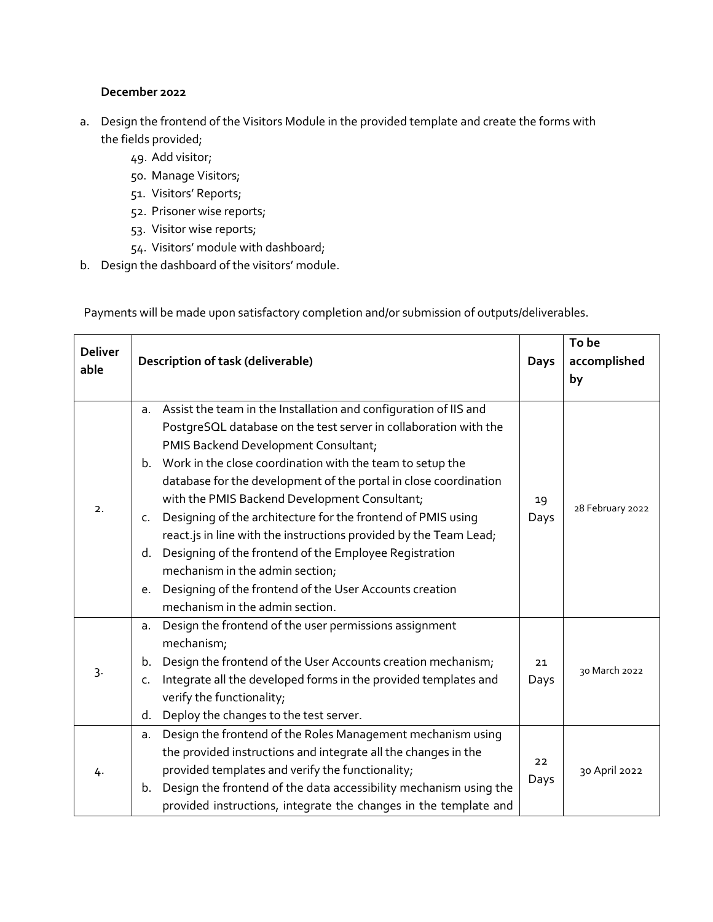**December 2022**

a. Design the frontend of the Visitors Module in the provided template and create the forms with the fields provided;
    49. Add visitor;
    50. Manage Visitors;
    51. Visitors' Reports;
    52. Prisoner wise reports;
    53. Visitor wise reports;
    54. Visitors' module with dashboard;
b. Design the dashboard of the visitors' module.

Payments will be made upon satisfactory completion and/or submission of outputs/deliverables.

| Deliverable | Description of task (deliverable) | Days | To be accomplished by |
|---|---|---|---|
| 2. | a. Assist the team in the Installation and configuration of IIS and PostgreSQL database on the test server in collaboration with the PMIS Backend Development Consultant;<br>b. Work in the close coordination with the team to setup the database for the development of the portal in close coordination with the PMIS Backend Development Consultant;<br>c. Designing of the architecture for the frontend of PMIS using react.js in line with the instructions provided by the Team Lead;<br>d. Designing of the frontend of the Employee Registration mechanism in the admin section;<br>e. Designing of the frontend of the User Accounts creation mechanism in the admin section. | 19 Days | 28 February 2022 |
| 3. | a. Design the frontend of the user permissions assignment mechanism;<br>b. Design the frontend of the User Accounts creation mechanism;<br>c. Integrate all the developed forms in the provided templates and verify the functionality;<br>d. Deploy the changes to the test server. | 21 Days | 30 March 2022 |
| 4. | a. Design the frontend of the Roles Management mechanism using the provided instructions and integrate all the changes in the provided templates and verify the functionality;<br>b. Design the frontend of the data accessibility mechanism using the provided instructions, integrate the changes in the template and | 22 Days | 30 April 2022 |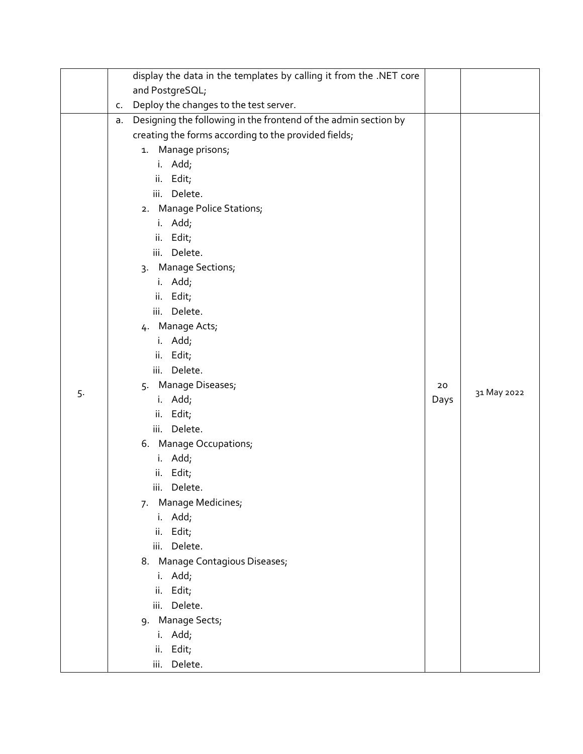| | | | |
|---|---|---|---|
| | display the data in the templates by calling it from the .NET core and PostgreSQL;<br>c. Deploy the changes to the test server. | | |
| 5. | a. Designing the following in the frontend of the admin section by creating the forms according to the provided fields;<br>1. Manage prisons;<br>i. Add;<br>ii. Edit;<br>iii. Delete.<br>2. Manage Police Stations;<br>i. Add;<br>ii. Edit;<br>iii. Delete.<br>3. Manage Sections;<br>i. Add;<br>ii. Edit;<br>iii. Delete.<br>4. Manage Acts;<br>i. Add;<br>ii. Edit;<br>iii. Delete.<br>5. Manage Diseases;<br>i. Add;<br>ii. Edit;<br>iii. Delete.<br>6. Manage Occupations;<br>i. Add;<br>ii. Edit;<br>iii. Delete.<br>7. Manage Medicines;<br>i. Add;<br>ii. Edit;<br>iii. Delete.<br>8. Manage Contagious Diseases;<br>i. Add;<br>ii. Edit;<br>iii. Delete.<br>9. Manage Sects;<br>i. Add;<br>ii. Edit;<br>iii. Delete. | 20 Days | 31 May 2022 |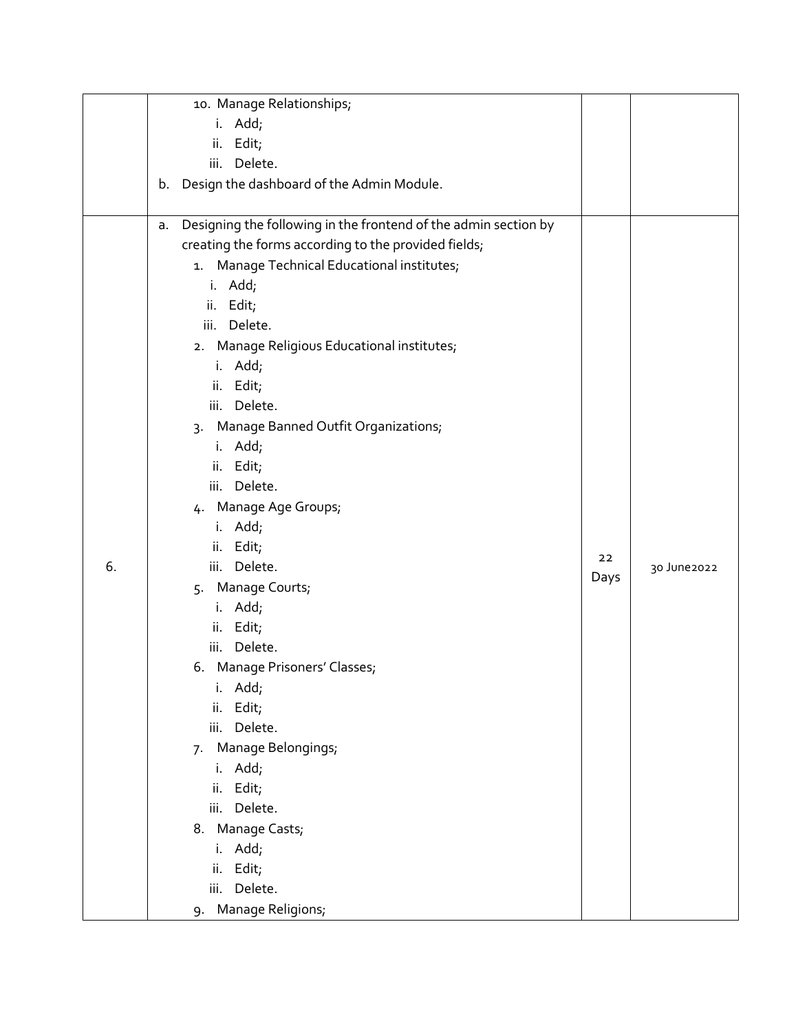| | | | |
|---|---|---|---|
| | 10. Manage Relationships;<br>i. Add;<br>ii. Edit;<br>iii. Delete.<br>b. Design the dashboard of the Admin Module. | | |
| 6. | a. Designing the following in the frontend of the admin section by creating the forms according to the provided fields;<br>1. Manage Technical Educational institutes;<br>i. Add;<br>ii. Edit;<br>iii. Delete.<br>2. Manage Religious Educational institutes;<br>i. Add;<br>ii. Edit;<br>iii. Delete.<br>3. Manage Banned Outfit Organizations;<br>i. Add;<br>ii. Edit;<br>iii. Delete.<br>4. Manage Age Groups;<br>i. Add;<br>ii. Edit;<br>iii. Delete.<br>5. Manage Courts;<br>i. Add;<br>ii. Edit;<br>iii. Delete.<br>6. Manage Prisoners' Classes;<br>i. Add;<br>ii. Edit;<br>iii. Delete.<br>7. Manage Belongings;<br>i. Add;<br>ii. Edit;<br>iii. Delete.<br>8. Manage Casts;<br>i. Add;<br>ii. Edit;<br>iii. Delete.<br>9. Manage Religions; | 22 Days | 30 June2022 |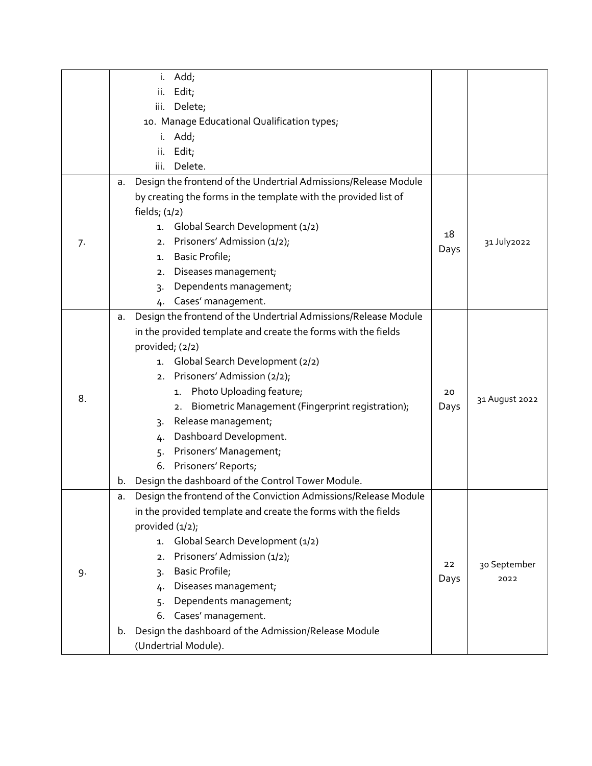| | | | |
|---|---|---|---|
| | i. Add;<br>ii. Edit;<br>iii. Delete;<br>10. Manage Educational Qualification types;<br>i. Add;<br>ii. Edit;<br>iii. Delete. | | |
| 7. | a. Design the frontend of the Undertrial Admissions/Release Module by creating the forms in the template with the provided list of fields; (1/2)<br>1. Global Search Development (1/2)<br>2. Prisoners' Admission (1/2);<br>1. Basic Profile;<br>2. Diseases management;<br>3. Dependents management;<br>4. Cases' management. | 18 Days | 31 July2022 |
| 8. | a. Design the frontend of the Undertrial Admissions/Release Module in the provided template and create the forms with the fields provided; (2/2)<br>1. Global Search Development (2/2)<br>2. Prisoners' Admission (2/2);<br>1. Photo Uploading feature;<br>2. Biometric Management (Fingerprint registration);<br>3. Release management;<br>4. Dashboard Development.<br>5. Prisoners' Management;<br>6. Prisoners' Reports;<br>b. Design the dashboard of the Control Tower Module. | 20 Days | 31 August 2022 |
| 9. | a. Design the frontend of the Conviction Admissions/Release Module in the provided template and create the forms with the fields provided (1/2);<br>1. Global Search Development (1/2)<br>2. Prisoners' Admission (1/2);<br>3. Basic Profile;<br>4. Diseases management;<br>5. Dependents management;<br>6. Cases' management.<br>b. Design the dashboard of the Admission/Release Module (Undertrial Module). | 22 Days | 30 September 2022 |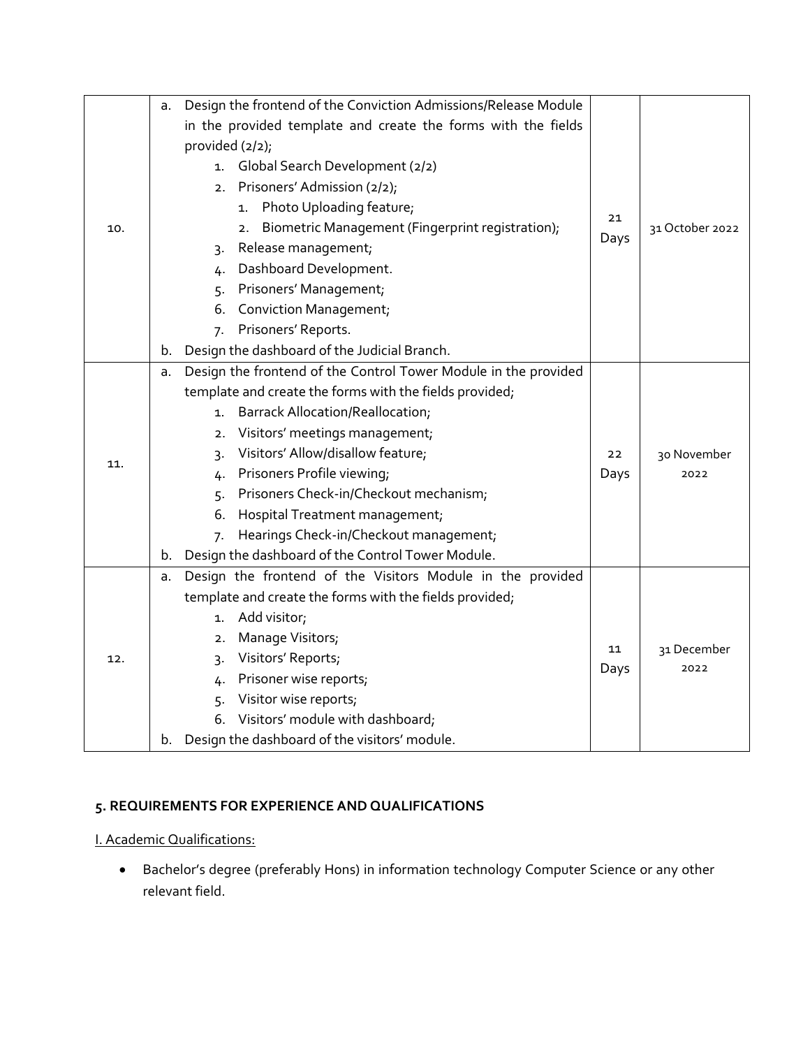| | | | |
|---|---|---|---|
| 10. | a. Design the frontend of the Conviction Admissions/Release Module in the provided template and create the forms with the fields provided (2/2);<br>1. Global Search Development (2/2)<br>2. Prisoners' Admission (2/2);<br>1. Photo Uploading feature;<br>2. Biometric Management (Fingerprint registration);<br>3. Release management;<br>4. Dashboard Development.<br>5. Prisoners' Management;<br>6. Conviction Management;<br>7. Prisoners' Reports.<br>b. Design the dashboard of the Judicial Branch. | 21 Days | 31 October 2022 |
| 11. | a. Design the frontend of the Control Tower Module in the provided template and create the forms with the fields provided;<br>1. Barrack Allocation/Reallocation;<br>2. Visitors' meetings management;<br>3. Visitors' Allow/disallow feature;<br>4. Prisoners Profile viewing;<br>5. Prisoners Check-in/Checkout mechanism;<br>6. Hospital Treatment management;<br>7. Hearings Check-in/Checkout management;<br>b. Design the dashboard of the Control Tower Module. | 22 Days | 30 November 2022 |
| 12. | a. Design the frontend of the Visitors Module in the provided template and create the forms with the fields provided;<br>1. Add visitor;<br>2. Manage Visitors;<br>3. Visitors' Reports;<br>4. Prisoner wise reports;<br>5. Visitor wise reports;<br>6. Visitors' module with dashboard;<br>b. Design the dashboard of the visitors' module. | 11 Days | 31 December 2022 |

## 5. REQUIREMENTS FOR EXPERIENCE AND QUALIFICATIONS

<u>I. Academic Qualifications:</u>

- Bachelor's degree (preferably Hons) in information technology Computer Science or any other relevant field.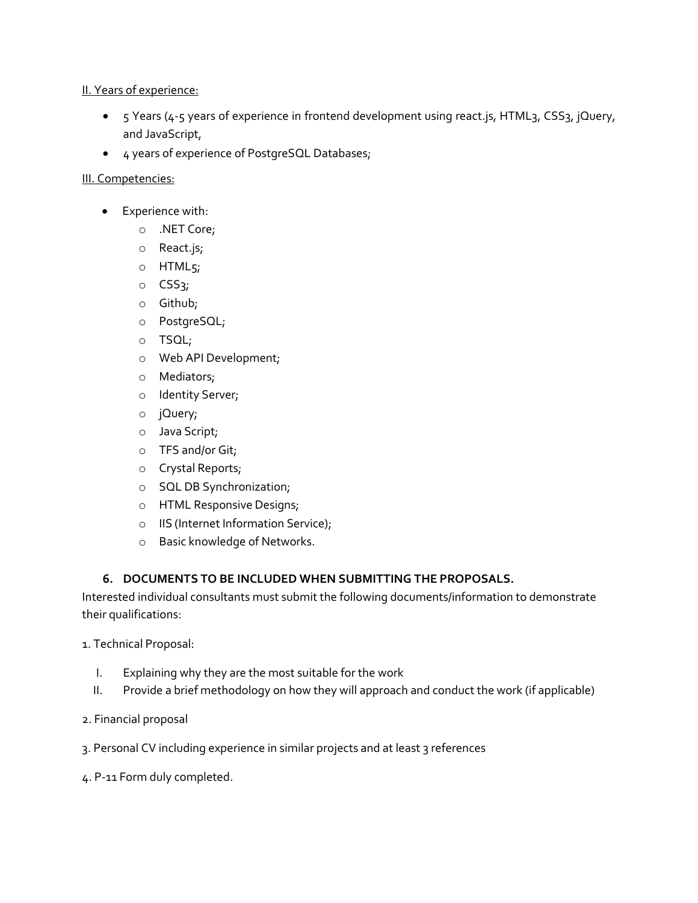II. Years of experience:

- 5 Years (4-5 years of experience in frontend development using react.js, HTML3, CSS3, jQuery, and JavaScript,
- 4 years of experience of PostgreSQL Databases;

III. Competencies:

- Experience with:
  - .NET Core;
  - React.js;
  - HTML5;
  - CSS3;
  - Github;
  - PostgreSQL;
  - TSQL;
  - Web API Development;
  - Mediators;
  - Identity Server;
  - jQuery;
  - Java Script;
  - TFS and/or Git;
  - Crystal Reports;
  - SQL DB Synchronization;
  - HTML Responsive Designs;
  - IIS (Internet Information Service);
  - Basic knowledge of Networks.

## 6. DOCUMENTS TO BE INCLUDED WHEN SUBMITTING THE PROPOSALS.

Interested individual consultants must submit the following documents/information to demonstrate their qualifications:

1. Technical Proposal:

   I. Explaining why they are the most suitable for the work

   II. Provide a brief methodology on how they will approach and conduct the work (if applicable)

2. Financial proposal

3. Personal CV including experience in similar projects and at least 3 references

4. P-11 Form duly completed.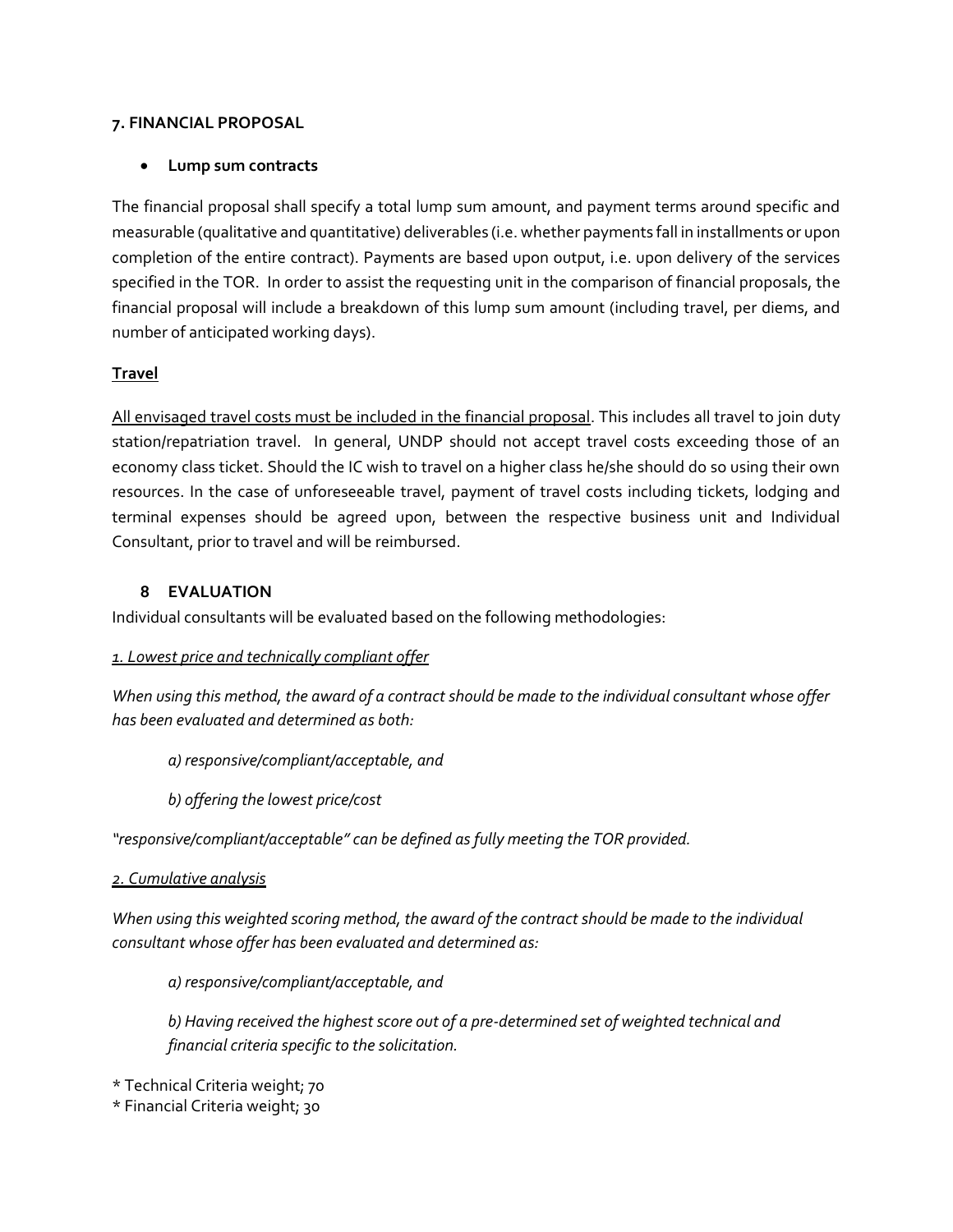## 7. FINANCIAL PROPOSAL

- **Lump sum contracts**

The financial proposal shall specify a total lump sum amount, and payment terms around specific and measurable (qualitative and quantitative) deliverables (i.e. whether payments fall in installments or upon completion of the entire contract). Payments are based upon output, i.e. upon delivery of the services specified in the TOR. In order to assist the requesting unit in the comparison of financial proposals, the financial proposal will include a breakdown of this lump sum amount (including travel, per diems, and number of anticipated working days).

**Travel**

All envisaged travel costs must be included in the financial proposal. This includes all travel to join duty station/repatriation travel. In general, UNDP should not accept travel costs exceeding those of an economy class ticket. Should the IC wish to travel on a higher class he/she should do so using their own resources. In the case of unforeseeable travel, payment of travel costs including tickets, lodging and terminal expenses should be agreed upon, between the respective business unit and Individual Consultant, prior to travel and will be reimbursed.

## 8 EVALUATION

Individual consultants will be evaluated based on the following methodologies:

*1. Lowest price and technically compliant offer*

*When using this method, the award of a contract should be made to the individual consultant whose offer has been evaluated and determined as both:*

*a) responsive/compliant/acceptable, and*

*b) offering the lowest price/cost*

*"responsive/compliant/acceptable" can be defined as fully meeting the TOR provided.*

*2. Cumulative analysis*

*When using this weighted scoring method, the award of the contract should be made to the individual consultant whose offer has been evaluated and determined as:*

*a) responsive/compliant/acceptable, and*

*b) Having received the highest score out of a pre-determined set of weighted technical and financial criteria specific to the solicitation.*

* Technical Criteria weight; 70
* Financial Criteria weight; 30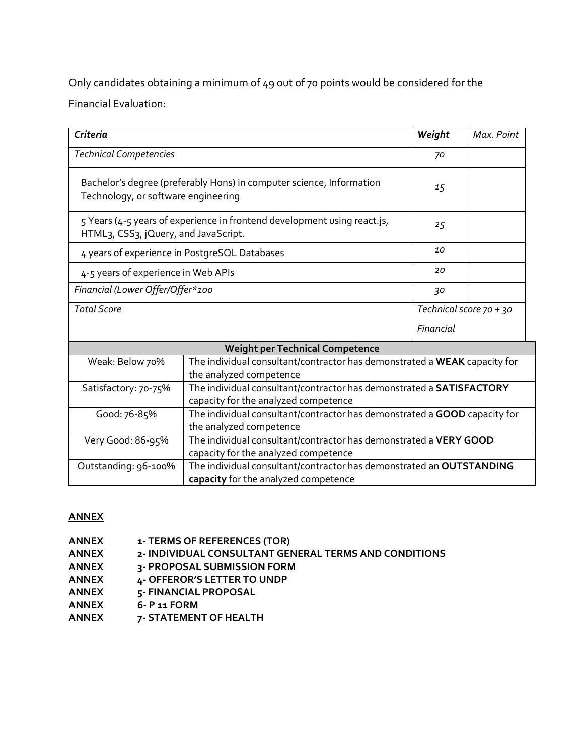Only candidates obtaining a minimum of 49 out of 70 points would be considered for the

Financial Evaluation:

| *Criteria* | *Weight* | *Max. Point* |
|---|---|---|
| *Technical Competencies* | *70* | |
| Bachelor's degree (preferably Hons) in computer science, Information Technology, or software engineering | *15* | |
| 5 Years (4-5 years of experience in frontend development using react.js, HTML3, CSS3, jQuery, and JavaScript. | *25* | |
| 4 years of experience in PostgreSQL Databases | *10* | |
| 4-5 years of experience in Web APIs | *20* | |
| *Financial (Lower Offer/Offer*100* | *30* | |
| *Total Score* | *Technical score 70 + 30 Financial* | |

| **Weight per Technical Competence** | |
|---|---|
| Weak: Below 70% | The individual consultant/contractor has demonstrated a **WEAK** capacity for the analyzed competence |
| Satisfactory: 70-75% | The individual consultant/contractor has demonstrated a **SATISFACTORY** capacity for the analyzed competence |
| Good: 76-85% | The individual consultant/contractor has demonstrated a **GOOD** capacity for the analyzed competence |
| Very Good: 86-95% | The individual consultant/contractor has demonstrated a **VERY GOOD** capacity for the analyzed competence |
| Outstanding: 96-100% | The individual consultant/contractor has demonstrated an **OUTSTANDING capacity** for the analyzed competence |

**ANNEX**

**ANNEX 1- TERMS OF REFERENCES (TOR)**
**ANNEX 2- INDIVIDUAL CONSULTANT GENERAL TERMS AND CONDITIONS**
**ANNEX 3- PROPOSAL SUBMISSION FORM**
**ANNEX 4- OFFEROR'S LETTER TO UNDP**
**ANNEX 5- FINANCIAL PROPOSAL**
**ANNEX 6- P 11 FORM**
**ANNEX 7- STATEMENT OF HEALTH**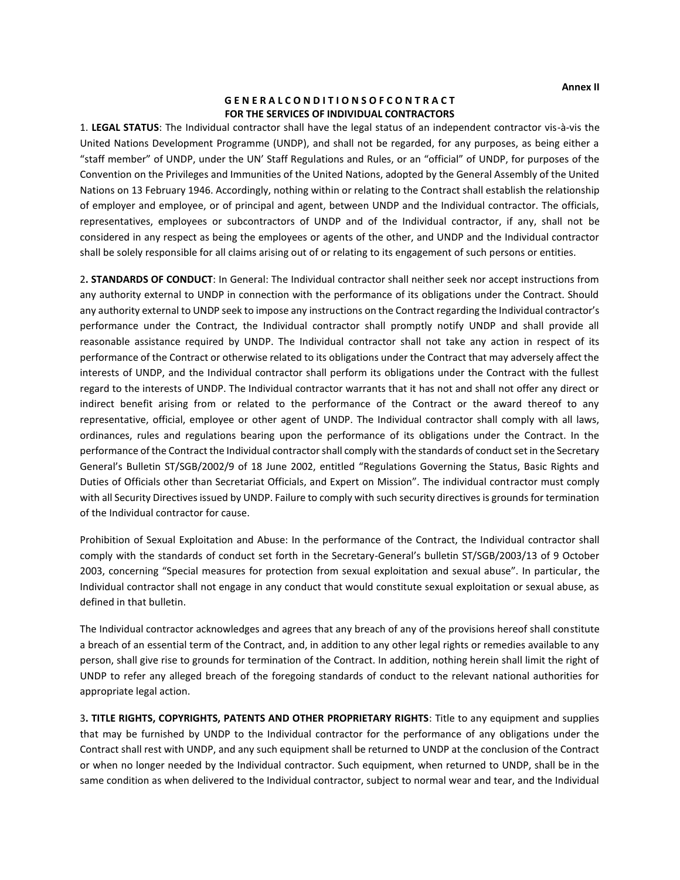**Annex II**

**GENERAL CONDITIONS OF CONTRACT FOR THE SERVICES OF INDIVIDUAL CONTRACTORS**

1. **LEGAL STATUS**: The Individual contractor shall have the legal status of an independent contractor vis-à-vis the United Nations Development Programme (UNDP), and shall not be regarded, for any purposes, as being either a "staff member" of UNDP, under the UN' Staff Regulations and Rules, or an "official" of UNDP, for purposes of the Convention on the Privileges and Immunities of the United Nations, adopted by the General Assembly of the United Nations on 13 February 1946. Accordingly, nothing within or relating to the Contract shall establish the relationship of employer and employee, or of principal and agent, between UNDP and the Individual contractor. The officials, representatives, employees or subcontractors of UNDP and of the Individual contractor, if any, shall not be considered in any respect as being the employees or agents of the other, and UNDP and the Individual contractor shall be solely responsible for all claims arising out of or relating to its engagement of such persons or entities.

2**. STANDARDS OF CONDUCT**: In General: The Individual contractor shall neither seek nor accept instructions from any authority external to UNDP in connection with the performance of its obligations under the Contract. Should any authority external to UNDP seek to impose any instructions on the Contract regarding the Individual contractor's performance under the Contract, the Individual contractor shall promptly notify UNDP and shall provide all reasonable assistance required by UNDP. The Individual contractor shall not take any action in respect of its performance of the Contract or otherwise related to its obligations under the Contract that may adversely affect the interests of UNDP, and the Individual contractor shall perform its obligations under the Contract with the fullest regard to the interests of UNDP. The Individual contractor warrants that it has not and shall not offer any direct or indirect benefit arising from or related to the performance of the Contract or the award thereof to any representative, official, employee or other agent of UNDP. The Individual contractor shall comply with all laws, ordinances, rules and regulations bearing upon the performance of its obligations under the Contract. In the performance of the Contract the Individual contractor shall comply with the standards of conduct set in the Secretary General's Bulletin ST/SGB/2002/9 of 18 June 2002, entitled "Regulations Governing the Status, Basic Rights and Duties of Officials other than Secretariat Officials, and Expert on Mission". The individual contractor must comply with all Security Directives issued by UNDP. Failure to comply with such security directives is grounds for termination of the Individual contractor for cause.

Prohibition of Sexual Exploitation and Abuse: In the performance of the Contract, the Individual contractor shall comply with the standards of conduct set forth in the Secretary-General's bulletin ST/SGB/2003/13 of 9 October 2003, concerning "Special measures for protection from sexual exploitation and sexual abuse". In particular, the Individual contractor shall not engage in any conduct that would constitute sexual exploitation or sexual abuse, as defined in that bulletin.

The Individual contractor acknowledges and agrees that any breach of any of the provisions hereof shall constitute a breach of an essential term of the Contract, and, in addition to any other legal rights or remedies available to any person, shall give rise to grounds for termination of the Contract. In addition, nothing herein shall limit the right of UNDP to refer any alleged breach of the foregoing standards of conduct to the relevant national authorities for appropriate legal action.

3**. TITLE RIGHTS, COPYRIGHTS, PATENTS AND OTHER PROPRIETARY RIGHTS**: Title to any equipment and supplies that may be furnished by UNDP to the Individual contractor for the performance of any obligations under the Contract shall rest with UNDP, and any such equipment shall be returned to UNDP at the conclusion of the Contract or when no longer needed by the Individual contractor. Such equipment, when returned to UNDP, shall be in the same condition as when delivered to the Individual contractor, subject to normal wear and tear, and the Individual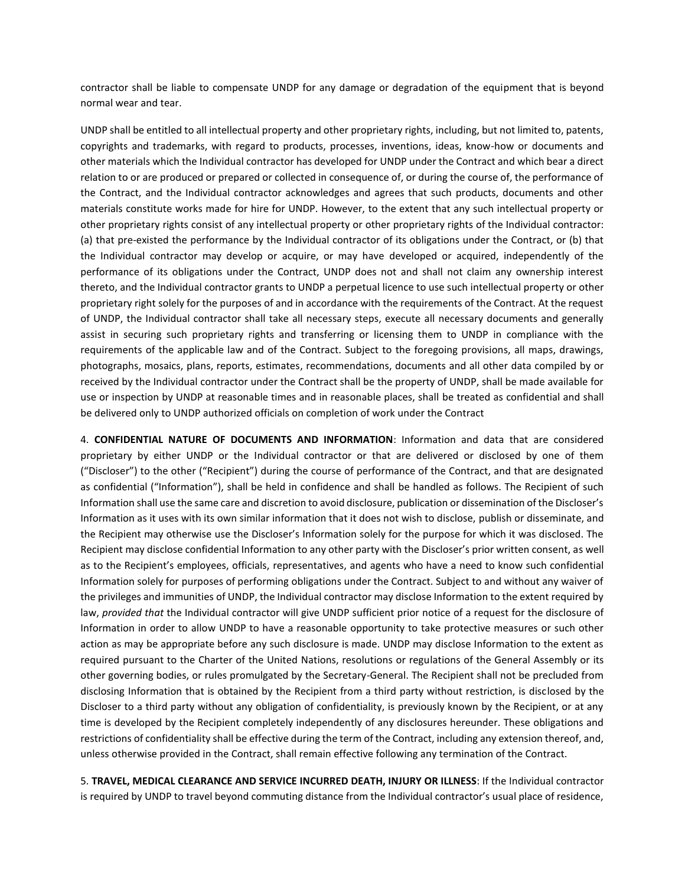contractor shall be liable to compensate UNDP for any damage or degradation of the equipment that is beyond normal wear and tear.

UNDP shall be entitled to all intellectual property and other proprietary rights, including, but not limited to, patents, copyrights and trademarks, with regard to products, processes, inventions, ideas, know-how or documents and other materials which the Individual contractor has developed for UNDP under the Contract and which bear a direct relation to or are produced or prepared or collected in consequence of, or during the course of, the performance of the Contract, and the Individual contractor acknowledges and agrees that such products, documents and other materials constitute works made for hire for UNDP. However, to the extent that any such intellectual property or other proprietary rights consist of any intellectual property or other proprietary rights of the Individual contractor: (a) that pre-existed the performance by the Individual contractor of its obligations under the Contract, or (b) that the Individual contractor may develop or acquire, or may have developed or acquired, independently of the performance of its obligations under the Contract, UNDP does not and shall not claim any ownership interest thereto, and the Individual contractor grants to UNDP a perpetual licence to use such intellectual property or other proprietary right solely for the purposes of and in accordance with the requirements of the Contract. At the request of UNDP, the Individual contractor shall take all necessary steps, execute all necessary documents and generally assist in securing such proprietary rights and transferring or licensing them to UNDP in compliance with the requirements of the applicable law and of the Contract. Subject to the foregoing provisions, all maps, drawings, photographs, mosaics, plans, reports, estimates, recommendations, documents and all other data compiled by or received by the Individual contractor under the Contract shall be the property of UNDP, shall be made available for use or inspection by UNDP at reasonable times and in reasonable places, shall be treated as confidential and shall be delivered only to UNDP authorized officials on completion of work under the Contract

4. **CONFIDENTIAL NATURE OF DOCUMENTS AND INFORMATION**: Information and data that are considered proprietary by either UNDP or the Individual contractor or that are delivered or disclosed by one of them ("Discloser") to the other ("Recipient") during the course of performance of the Contract, and that are designated as confidential ("Information"), shall be held in confidence and shall be handled as follows. The Recipient of such Information shall use the same care and discretion to avoid disclosure, publication or dissemination of the Discloser's Information as it uses with its own similar information that it does not wish to disclose, publish or disseminate, and the Recipient may otherwise use the Discloser's Information solely for the purpose for which it was disclosed. The Recipient may disclose confidential Information to any other party with the Discloser's prior written consent, as well as to the Recipient's employees, officials, representatives, and agents who have a need to know such confidential Information solely for purposes of performing obligations under the Contract. Subject to and without any waiver of the privileges and immunities of UNDP, the Individual contractor may disclose Information to the extent required by law, *provided that* the Individual contractor will give UNDP sufficient prior notice of a request for the disclosure of Information in order to allow UNDP to have a reasonable opportunity to take protective measures or such other action as may be appropriate before any such disclosure is made. UNDP may disclose Information to the extent as required pursuant to the Charter of the United Nations, resolutions or regulations of the General Assembly or its other governing bodies, or rules promulgated by the Secretary-General. The Recipient shall not be precluded from disclosing Information that is obtained by the Recipient from a third party without restriction, is disclosed by the Discloser to a third party without any obligation of confidentiality, is previously known by the Recipient, or at any time is developed by the Recipient completely independently of any disclosures hereunder. These obligations and restrictions of confidentiality shall be effective during the term of the Contract, including any extension thereof, and, unless otherwise provided in the Contract, shall remain effective following any termination of the Contract.

5. **TRAVEL, MEDICAL CLEARANCE AND SERVICE INCURRED DEATH, INJURY OR ILLNESS**: If the Individual contractor is required by UNDP to travel beyond commuting distance from the Individual contractor's usual place of residence,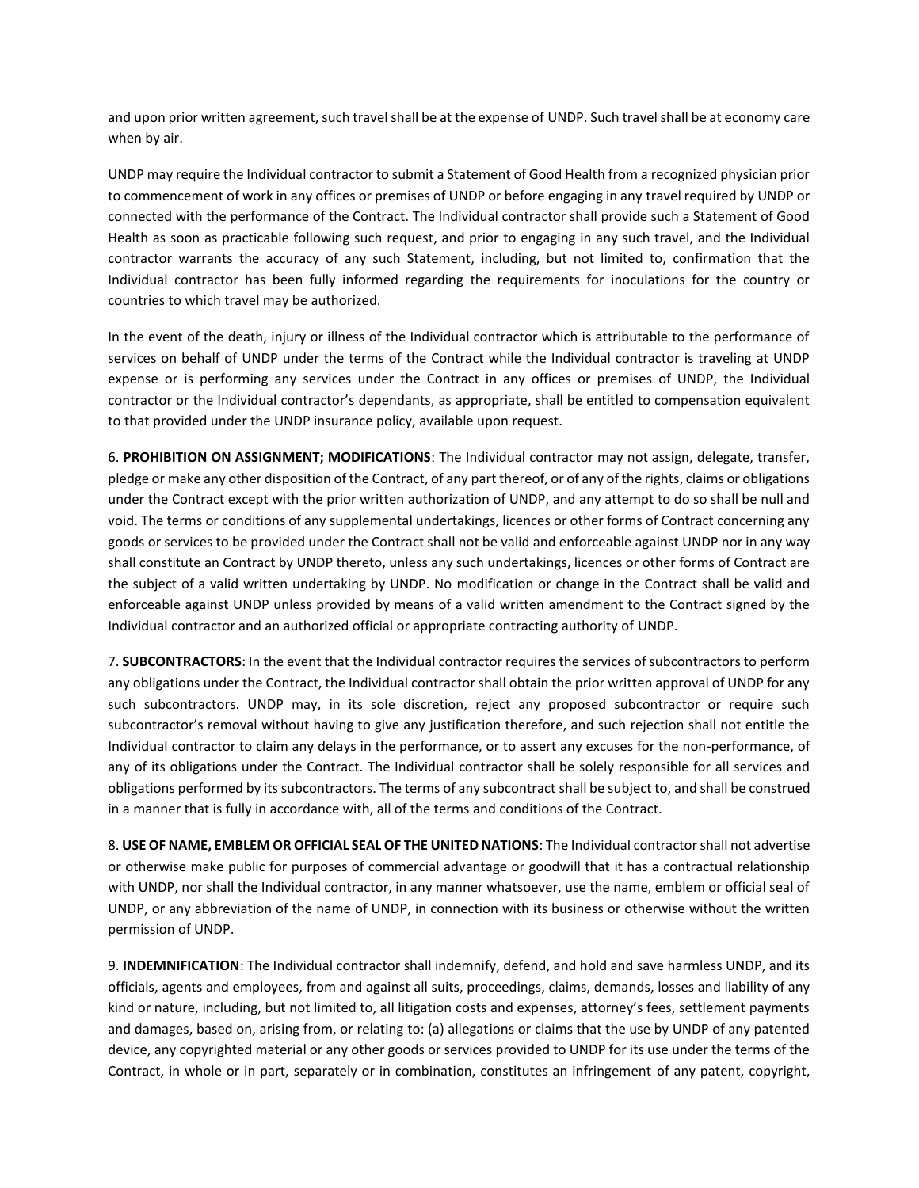and upon prior written agreement, such travel shall be at the expense of UNDP. Such travel shall be at economy care when by air.

UNDP may require the Individual contractor to submit a Statement of Good Health from a recognized physician prior to commencement of work in any offices or premises of UNDP or before engaging in any travel required by UNDP or connected with the performance of the Contract. The Individual contractor shall provide such a Statement of Good Health as soon as practicable following such request, and prior to engaging in any such travel, and the Individual contractor warrants the accuracy of any such Statement, including, but not limited to, confirmation that the Individual contractor has been fully informed regarding the requirements for inoculations for the country or countries to which travel may be authorized.

In the event of the death, injury or illness of the Individual contractor which is attributable to the performance of services on behalf of UNDP under the terms of the Contract while the Individual contractor is traveling at UNDP expense or is performing any services under the Contract in any offices or premises of UNDP, the Individual contractor or the Individual contractor's dependants, as appropriate, shall be entitled to compensation equivalent to that provided under the UNDP insurance policy, available upon request.

6. **PROHIBITION ON ASSIGNMENT; MODIFICATIONS**: The Individual contractor may not assign, delegate, transfer, pledge or make any other disposition of the Contract, of any part thereof, or of any of the rights, claims or obligations under the Contract except with the prior written authorization of UNDP, and any attempt to do so shall be null and void. The terms or conditions of any supplemental undertakings, licences or other forms of Contract concerning any goods or services to be provided under the Contract shall not be valid and enforceable against UNDP nor in any way shall constitute an Contract by UNDP thereto, unless any such undertakings, licences or other forms of Contract are the subject of a valid written undertaking by UNDP. No modification or change in the Contract shall be valid and enforceable against UNDP unless provided by means of a valid written amendment to the Contract signed by the Individual contractor and an authorized official or appropriate contracting authority of UNDP.

7. **SUBCONTRACTORS**: In the event that the Individual contractor requires the services of subcontractors to perform any obligations under the Contract, the Individual contractor shall obtain the prior written approval of UNDP for any such subcontractors. UNDP may, in its sole discretion, reject any proposed subcontractor or require such subcontractor's removal without having to give any justification therefore, and such rejection shall not entitle the Individual contractor to claim any delays in the performance, or to assert any excuses for the non-performance, of any of its obligations under the Contract. The Individual contractor shall be solely responsible for all services and obligations performed by its subcontractors. The terms of any subcontract shall be subject to, and shall be construed in a manner that is fully in accordance with, all of the terms and conditions of the Contract.

8. **USE OF NAME, EMBLEM OR OFFICIAL SEAL OF THE UNITED NATIONS**: The Individual contractor shall not advertise or otherwise make public for purposes of commercial advantage or goodwill that it has a contractual relationship with UNDP, nor shall the Individual contractor, in any manner whatsoever, use the name, emblem or official seal of UNDP, or any abbreviation of the name of UNDP, in connection with its business or otherwise without the written permission of UNDP.

9. **INDEMNIFICATION**: The Individual contractor shall indemnify, defend, and hold and save harmless UNDP, and its officials, agents and employees, from and against all suits, proceedings, claims, demands, losses and liability of any kind or nature, including, but not limited to, all litigation costs and expenses, attorney's fees, settlement payments and damages, based on, arising from, or relating to: (a) allegations or claims that the use by UNDP of any patented device, any copyrighted material or any other goods or services provided to UNDP for its use under the terms of the Contract, in whole or in part, separately or in combination, constitutes an infringement of any patent, copyright,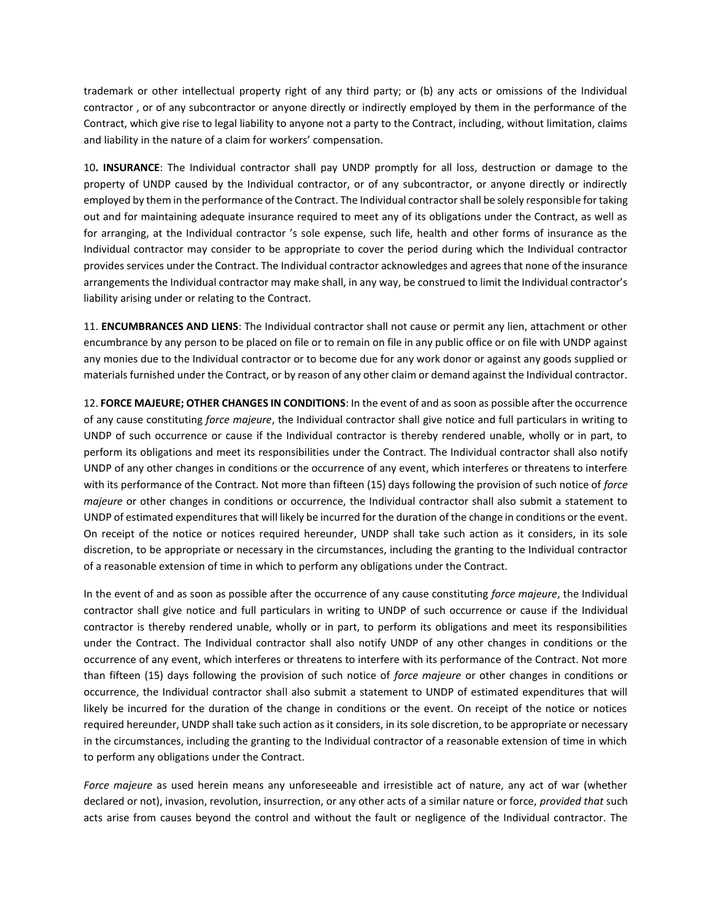trademark or other intellectual property right of any third party; or (b) any acts or omissions of the Individual contractor , or of any subcontractor or anyone directly or indirectly employed by them in the performance of the Contract, which give rise to legal liability to anyone not a party to the Contract, including, without limitation, claims and liability in the nature of a claim for workers' compensation.

10**. INSURANCE**: The Individual contractor shall pay UNDP promptly for all loss, destruction or damage to the property of UNDP caused by the Individual contractor, or of any subcontractor, or anyone directly or indirectly employed by them in the performance of the Contract. The Individual contractor shall be solely responsible for taking out and for maintaining adequate insurance required to meet any of its obligations under the Contract, as well as for arranging, at the Individual contractor 's sole expense, such life, health and other forms of insurance as the Individual contractor may consider to be appropriate to cover the period during which the Individual contractor provides services under the Contract. The Individual contractor acknowledges and agrees that none of the insurance arrangements the Individual contractor may make shall, in any way, be construed to limit the Individual contractor's liability arising under or relating to the Contract.

11. **ENCUMBRANCES AND LIENS**: The Individual contractor shall not cause or permit any lien, attachment or other encumbrance by any person to be placed on file or to remain on file in any public office or on file with UNDP against any monies due to the Individual contractor or to become due for any work donor or against any goods supplied or materials furnished under the Contract, or by reason of any other claim or demand against the Individual contractor.

12. **FORCE MAJEURE; OTHER CHANGES IN CONDITIONS**: In the event of and as soon as possible after the occurrence of any cause constituting *force majeure*, the Individual contractor shall give notice and full particulars in writing to UNDP of such occurrence or cause if the Individual contractor is thereby rendered unable, wholly or in part, to perform its obligations and meet its responsibilities under the Contract. The Individual contractor shall also notify UNDP of any other changes in conditions or the occurrence of any event, which interferes or threatens to interfere with its performance of the Contract. Not more than fifteen (15) days following the provision of such notice of *force majeure* or other changes in conditions or occurrence, the Individual contractor shall also submit a statement to UNDP of estimated expenditures that will likely be incurred for the duration of the change in conditions or the event. On receipt of the notice or notices required hereunder, UNDP shall take such action as it considers, in its sole discretion, to be appropriate or necessary in the circumstances, including the granting to the Individual contractor of a reasonable extension of time in which to perform any obligations under the Contract.

In the event of and as soon as possible after the occurrence of any cause constituting *force majeure*, the Individual contractor shall give notice and full particulars in writing to UNDP of such occurrence or cause if the Individual contractor is thereby rendered unable, wholly or in part, to perform its obligations and meet its responsibilities under the Contract. The Individual contractor shall also notify UNDP of any other changes in conditions or the occurrence of any event, which interferes or threatens to interfere with its performance of the Contract. Not more than fifteen (15) days following the provision of such notice of *force majeure* or other changes in conditions or occurrence, the Individual contractor shall also submit a statement to UNDP of estimated expenditures that will likely be incurred for the duration of the change in conditions or the event. On receipt of the notice or notices required hereunder, UNDP shall take such action as it considers, in its sole discretion, to be appropriate or necessary in the circumstances, including the granting to the Individual contractor of a reasonable extension of time in which to perform any obligations under the Contract.

*Force majeure* as used herein means any unforeseeable and irresistible act of nature, any act of war (whether declared or not), invasion, revolution, insurrection, or any other acts of a similar nature or force, *provided that* such acts arise from causes beyond the control and without the fault or negligence of the Individual contractor. The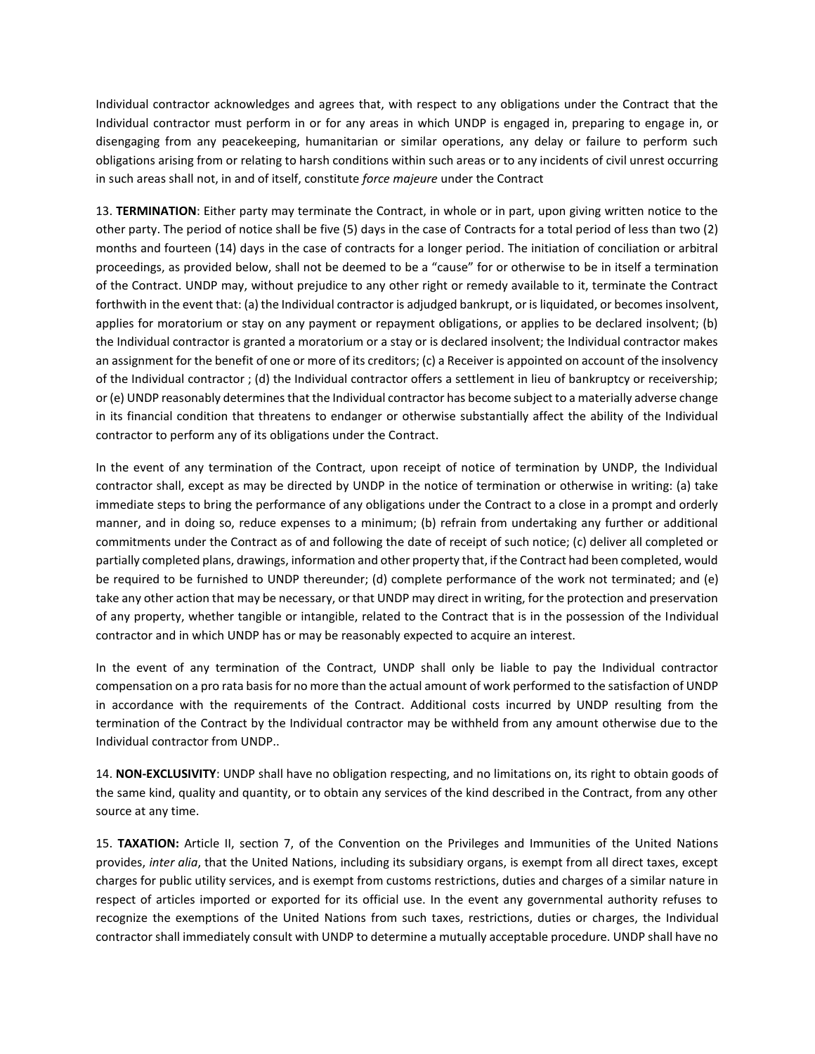Individual contractor acknowledges and agrees that, with respect to any obligations under the Contract that the Individual contractor must perform in or for any areas in which UNDP is engaged in, preparing to engage in, or disengaging from any peacekeeping, humanitarian or similar operations, any delay or failure to perform such obligations arising from or relating to harsh conditions within such areas or to any incidents of civil unrest occurring in such areas shall not, in and of itself, constitute *force majeure* under the Contract

13. **TERMINATION**: Either party may terminate the Contract, in whole or in part, upon giving written notice to the other party. The period of notice shall be five (5) days in the case of Contracts for a total period of less than two (2) months and fourteen (14) days in the case of contracts for a longer period. The initiation of conciliation or arbitral proceedings, as provided below, shall not be deemed to be a "cause" for or otherwise to be in itself a termination of the Contract. UNDP may, without prejudice to any other right or remedy available to it, terminate the Contract forthwith in the event that: (a) the Individual contractor is adjudged bankrupt, or is liquidated, or becomes insolvent, applies for moratorium or stay on any payment or repayment obligations, or applies to be declared insolvent; (b) the Individual contractor is granted a moratorium or a stay or is declared insolvent; the Individual contractor makes an assignment for the benefit of one or more of its creditors; (c) a Receiver is appointed on account of the insolvency of the Individual contractor ; (d) the Individual contractor offers a settlement in lieu of bankruptcy or receivership; or (e) UNDP reasonably determines that the Individual contractor has become subject to a materially adverse change in its financial condition that threatens to endanger or otherwise substantially affect the ability of the Individual contractor to perform any of its obligations under the Contract.

In the event of any termination of the Contract, upon receipt of notice of termination by UNDP, the Individual contractor shall, except as may be directed by UNDP in the notice of termination or otherwise in writing: (a) take immediate steps to bring the performance of any obligations under the Contract to a close in a prompt and orderly manner, and in doing so, reduce expenses to a minimum; (b) refrain from undertaking any further or additional commitments under the Contract as of and following the date of receipt of such notice; (c) deliver all completed or partially completed plans, drawings, information and other property that, if the Contract had been completed, would be required to be furnished to UNDP thereunder; (d) complete performance of the work not terminated; and (e) take any other action that may be necessary, or that UNDP may direct in writing, for the protection and preservation of any property, whether tangible or intangible, related to the Contract that is in the possession of the Individual contractor and in which UNDP has or may be reasonably expected to acquire an interest.

In the event of any termination of the Contract, UNDP shall only be liable to pay the Individual contractor compensation on a pro rata basis for no more than the actual amount of work performed to the satisfaction of UNDP in accordance with the requirements of the Contract. Additional costs incurred by UNDP resulting from the termination of the Contract by the Individual contractor may be withheld from any amount otherwise due to the Individual contractor from UNDP..

14. **NON-EXCLUSIVITY**: UNDP shall have no obligation respecting, and no limitations on, its right to obtain goods of the same kind, quality and quantity, or to obtain any services of the kind described in the Contract, from any other source at any time.

15. **TAXATION:** Article II, section 7, of the Convention on the Privileges and Immunities of the United Nations provides, *inter alia*, that the United Nations, including its subsidiary organs, is exempt from all direct taxes, except charges for public utility services, and is exempt from customs restrictions, duties and charges of a similar nature in respect of articles imported or exported for its official use. In the event any governmental authority refuses to recognize the exemptions of the United Nations from such taxes, restrictions, duties or charges, the Individual contractor shall immediately consult with UNDP to determine a mutually acceptable procedure. UNDP shall have no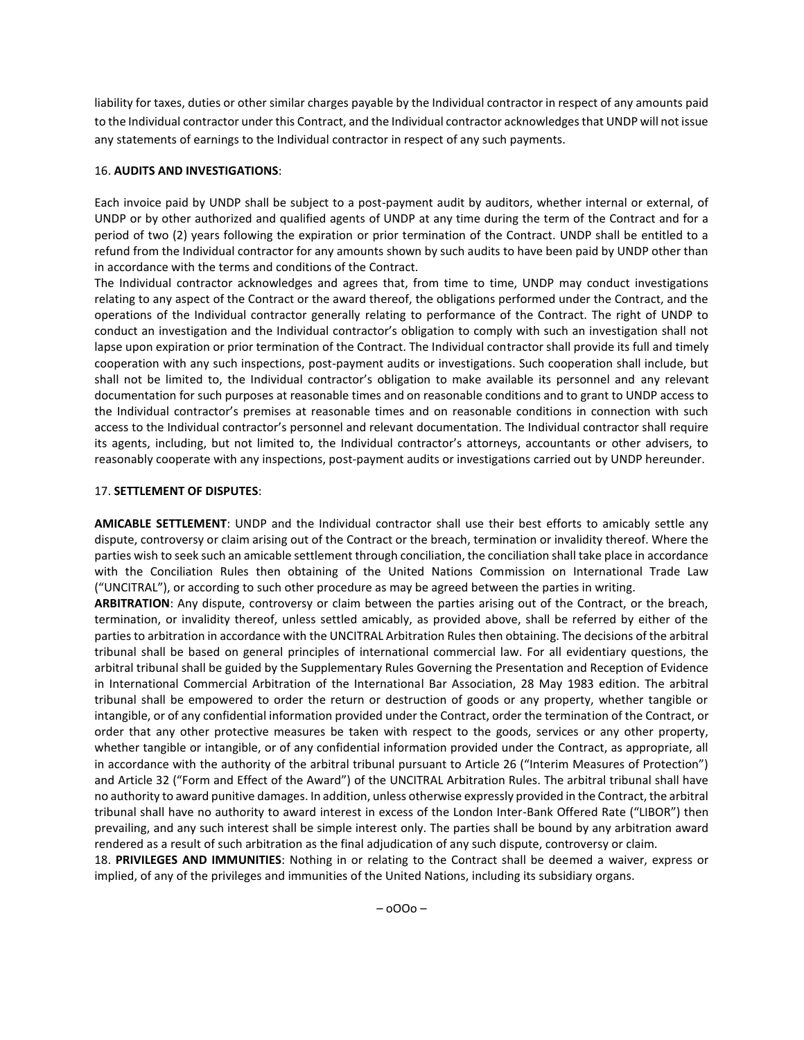liability for taxes, duties or other similar charges payable by the Individual contractor in respect of any amounts paid to the Individual contractor under this Contract, and the Individual contractor acknowledges that UNDP will not issue any statements of earnings to the Individual contractor in respect of any such payments.

16. **AUDITS AND INVESTIGATIONS**:

Each invoice paid by UNDP shall be subject to a post-payment audit by auditors, whether internal or external, of UNDP or by other authorized and qualified agents of UNDP at any time during the term of the Contract and for a period of two (2) years following the expiration or prior termination of the Contract. UNDP shall be entitled to a refund from the Individual contractor for any amounts shown by such audits to have been paid by UNDP other than in accordance with the terms and conditions of the Contract.

The Individual contractor acknowledges and agrees that, from time to time, UNDP may conduct investigations relating to any aspect of the Contract or the award thereof, the obligations performed under the Contract, and the operations of the Individual contractor generally relating to performance of the Contract. The right of UNDP to conduct an investigation and the Individual contractor's obligation to comply with such an investigation shall not lapse upon expiration or prior termination of the Contract. The Individual contractor shall provide its full and timely cooperation with any such inspections, post-payment audits or investigations. Such cooperation shall include, but shall not be limited to, the Individual contractor's obligation to make available its personnel and any relevant documentation for such purposes at reasonable times and on reasonable conditions and to grant to UNDP access to the Individual contractor's premises at reasonable times and on reasonable conditions in connection with such access to the Individual contractor's personnel and relevant documentation. The Individual contractor shall require its agents, including, but not limited to, the Individual contractor's attorneys, accountants or other advisers, to reasonably cooperate with any inspections, post-payment audits or investigations carried out by UNDP hereunder.

17. **SETTLEMENT OF DISPUTES**:

**AMICABLE SETTLEMENT**: UNDP and the Individual contractor shall use their best efforts to amicably settle any dispute, controversy or claim arising out of the Contract or the breach, termination or invalidity thereof. Where the parties wish to seek such an amicable settlement through conciliation, the conciliation shall take place in accordance with the Conciliation Rules then obtaining of the United Nations Commission on International Trade Law ("UNCITRAL"), or according to such other procedure as may be agreed between the parties in writing.

**ARBITRATION**: Any dispute, controversy or claim between the parties arising out of the Contract, or the breach, termination, or invalidity thereof, unless settled amicably, as provided above, shall be referred by either of the parties to arbitration in accordance with the UNCITRAL Arbitration Rules then obtaining. The decisions of the arbitral tribunal shall be based on general principles of international commercial law. For all evidentiary questions, the arbitral tribunal shall be guided by the Supplementary Rules Governing the Presentation and Reception of Evidence in International Commercial Arbitration of the International Bar Association, 28 May 1983 edition. The arbitral tribunal shall be empowered to order the return or destruction of goods or any property, whether tangible or intangible, or of any confidential information provided under the Contract, order the termination of the Contract, or order that any other protective measures be taken with respect to the goods, services or any other property, whether tangible or intangible, or of any confidential information provided under the Contract, as appropriate, all in accordance with the authority of the arbitral tribunal pursuant to Article 26 ("Interim Measures of Protection") and Article 32 ("Form and Effect of the Award") of the UNCITRAL Arbitration Rules. The arbitral tribunal shall have no authority to award punitive damages. In addition, unless otherwise expressly provided in the Contract, the arbitral tribunal shall have no authority to award interest in excess of the London Inter-Bank Offered Rate ("LIBOR") then prevailing, and any such interest shall be simple interest only. The parties shall be bound by any arbitration award rendered as a result of such arbitration as the final adjudication of any such dispute, controversy or claim.

18. **PRIVILEGES AND IMMUNITIES**: Nothing in or relating to the Contract shall be deemed a waiver, express or implied, of any of the privileges and immunities of the United Nations, including its subsidiary organs.

– oOOo –